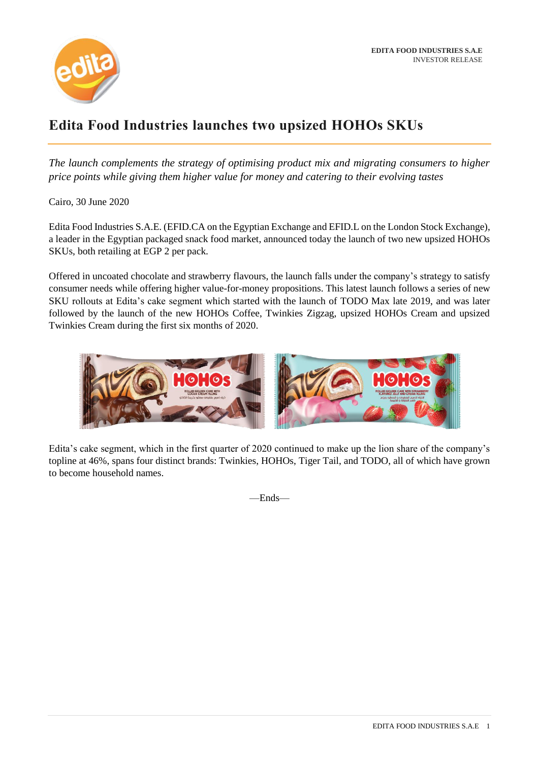EDITA FOOD INDUSTRIES S.A.E
INVESTOR RELEASE

# Edita Food Industries launches two upsized HOHOs SKUs

*The launch complements the strategy of optimising product mix and migrating consumers to higher price points while giving them higher value for money and catering to their evolving tastes*

Cairo, 30 June 2020

Edita Food Industries S.A.E. (EFID.CA on the Egyptian Exchange and EFID.L on the London Stock Exchange), a leader in the Egyptian packaged snack food market, announced today the launch of two new upsized HOHOs SKUs, both retailing at EGP 2 per pack.

Offered in uncoated chocolate and strawberry flavours, the launch falls under the company's strategy to satisfy consumer needs while offering higher value-for-money propositions. This latest launch follows a series of new SKU rollouts at Edita's cake segment which started with the launch of TODO Max late 2019, and was later followed by the launch of the new HOHOs Coffee, Twinkies Zigzag, upsized HOHOs Cream and upsized Twinkies Cream during the first six months of 2020.

Edita's cake segment, which in the first quarter of 2020 continued to make up the lion share of the company's topline at 46%, spans four distinct brands: Twinkies, HOHOs, Tiger Tail, and TODO, all of which have grown to become household names.

—Ends—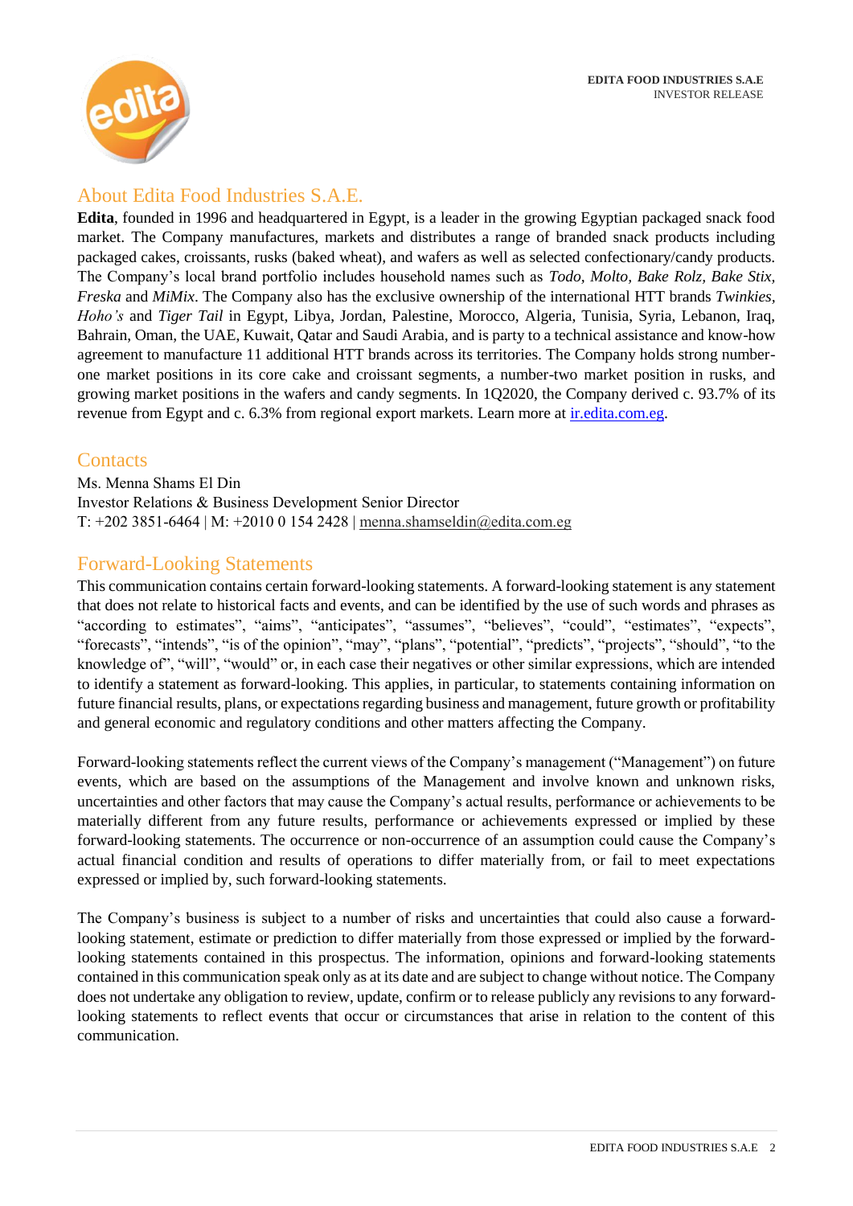## About Edita Food Industries S.A.E.

**Edita**, founded in 1996 and headquartered in Egypt, is a leader in the growing Egyptian packaged snack food market. The Company manufactures, markets and distributes a range of branded snack products including packaged cakes, croissants, rusks (baked wheat), and wafers as well as selected confectionary/candy products. The Company's local brand portfolio includes household names such as *Todo, Molto, Bake Rolz, Bake Stix, Freska* and *MiMix*. The Company also has the exclusive ownership of the international HTT brands *Twinkies, Hoho's* and *Tiger Tail* in Egypt, Libya, Jordan, Palestine, Morocco, Algeria, Tunisia, Syria, Lebanon, Iraq, Bahrain, Oman, the UAE, Kuwait, Qatar and Saudi Arabia, and is party to a technical assistance and know-how agreement to manufacture 11 additional HTT brands across its territories. The Company holds strong number-one market positions in its core cake and croissant segments, a number-two market position in rusks, and growing market positions in the wafers and candy segments. In 1Q2020, the Company derived c. 93.7% of its revenue from Egypt and c. 6.3% from regional export markets. Learn more at ir.edita.com.eg.

## Contacts

Ms. Menna Shams El Din
Investor Relations & Business Development Senior Director
T: +202 3851-6464 | M: +2010 0 154 2428 | menna.shamseldin@edita.com.eg

## Forward-Looking Statements

This communication contains certain forward-looking statements. A forward-looking statement is any statement that does not relate to historical facts and events, and can be identified by the use of such words and phrases as "according to estimates", "aims", "anticipates", "assumes", "believes", "could", "estimates", "expects", "forecasts", "intends", "is of the opinion", "may", "plans", "potential", "predicts", "projects", "should", "to the knowledge of", "will", "would" or, in each case their negatives or other similar expressions, which are intended to identify a statement as forward-looking. This applies, in particular, to statements containing information on future financial results, plans, or expectations regarding business and management, future growth or profitability and general economic and regulatory conditions and other matters affecting the Company.

Forward-looking statements reflect the current views of the Company's management ("Management") on future events, which are based on the assumptions of the Management and involve known and unknown risks, uncertainties and other factors that may cause the Company's actual results, performance or achievements to be materially different from any future results, performance or achievements expressed or implied by these forward-looking statements. The occurrence or non-occurrence of an assumption could cause the Company's actual financial condition and results of operations to differ materially from, or fail to meet expectations expressed or implied by, such forward-looking statements.

The Company's business is subject to a number of risks and uncertainties that could also cause a forward-looking statement, estimate or prediction to differ materially from those expressed or implied by the forward-looking statements contained in this prospectus. The information, opinions and forward-looking statements contained in this communication speak only as at its date and are subject to change without notice. The Company does not undertake any obligation to review, update, confirm or to release publicly any revisions to any forward-looking statements to reflect events that occur or circumstances that arise in relation to the content of this communication.